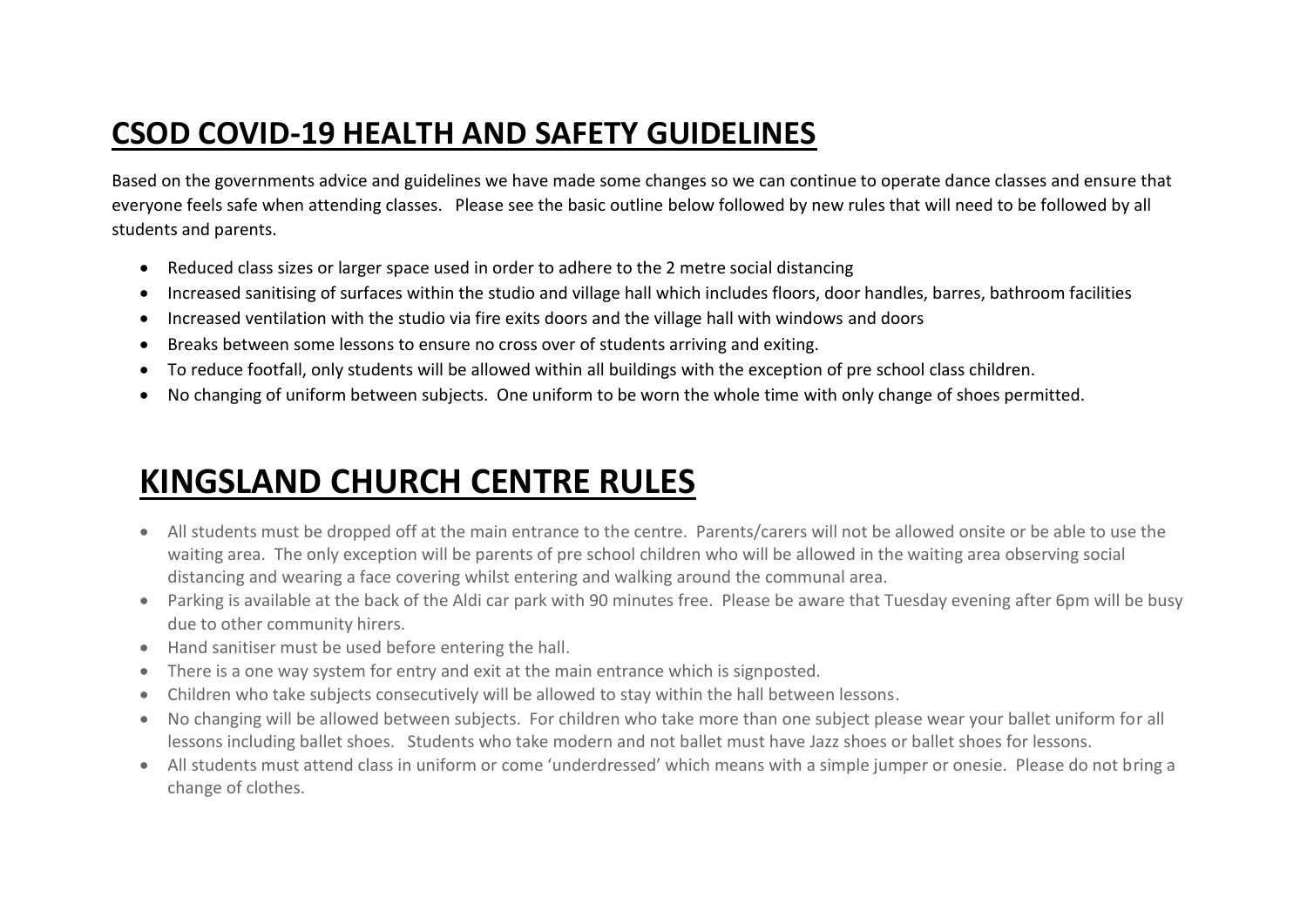# CSOD COVID-19 HEALTH AND SAFETY GUIDELINES

Based on the governments advice and guidelines we have made some changes so we can continue to operate dance classes and ensure that everyone feels safe when attending classes. Please see the basic outline below followed by new rules that will need to be followed by all students and parents.

- Reduced class sizes or larger space used in order to adhere to the 2 metre social distancing
- Increased sanitising of surfaces within the studio and village hall which includes floors, door handles, barres, bathroom facilities
- Increased ventilation with the studio via fire exits doors and the village hall with windows and doors
- Breaks between some lessons to ensure no cross over of students arriving and exiting.
- To reduce footfall, only students will be allowed within all buildings with the exception of pre school class children.
- No changing of uniform between subjects. One uniform to be worn the whole time with only change of shoes permitted.

# KINGSLAND CHURCH CENTRE RULES

- All students must be dropped off at the main entrance to the centre. Parents/carers will not be allowed onsite or be able to use the waiting area. The only exception will be parents of pre school children who will be allowed in the waiting area observing social distancing and wearing a face covering whilst entering and walking around the communal area.
- Parking is available at the back of the Aldi car park with 90 minutes free. Please be aware that Tuesday evening after 6pm will be busy due to other community hirers.
- Hand sanitiser must be used before entering the hall.
- There is a one way system for entry and exit at the main entrance which is signposted.
- Children who take subjects consecutively will be allowed to stay within the hall between lessons.
- No changing will be allowed between subjects. For children who take more than one subject please wear your ballet uniform for all lessons including ballet shoes. Students who take modern and not ballet must have Jazz shoes or ballet shoes for lessons.
- All students must attend class in uniform or come 'underdressed' which means with a simple jumper or onesie. Please do not bring a change of clothes.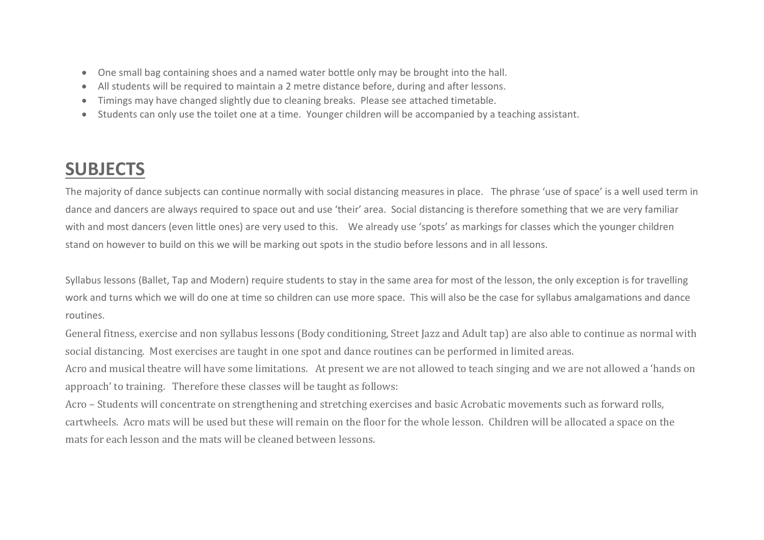- One small bag containing shoes and a named water bottle only may be brought into the hall.
- All students will be required to maintain a 2 metre distance before, during and after lessons.
- Timings may have changed slightly due to cleaning breaks. Please see attached timetable.
- Students can only use the toilet one at a time. Younger children will be accompanied by a teaching assistant.

## SUBJECTS

The majority of dance subjects can continue normally with social distancing measures in place. The phrase 'use of space' is a well used term in dance and dancers are always required to space out and use 'their' area. Social distancing is therefore something that we are very familiar with and most dancers (even little ones) are very used to this. We already use 'spots' as markings for classes which the younger children stand on however to build on this we will be marking out spots in the studio before lessons and in all lessons.

Syllabus lessons (Ballet, Tap and Modern) require students to stay in the same area for most of the lesson, the only exception is for travelling work and turns which we will do one at time so children can use more space. This will also be the case for syllabus amalgamations and dance routines.

General fitness, exercise and non syllabus lessons (Body conditioning, Street Jazz and Adult tap) are also able to continue as normal with social distancing. Most exercises are taught in one spot and dance routines can be performed in limited areas.

Acro and musical theatre will have some limitations. At present we are not allowed to teach singing and we are not allowed a 'hands on approach' to training. Therefore these classes will be taught as follows:

Acro – Students will concentrate on strengthening and stretching exercises and basic Acrobatic movements such as forward rolls, cartwheels. Acro mats will be used but these will remain on the floor for the whole lesson. Children will be allocated a space on the mats for each lesson and the mats will be cleaned between lessons.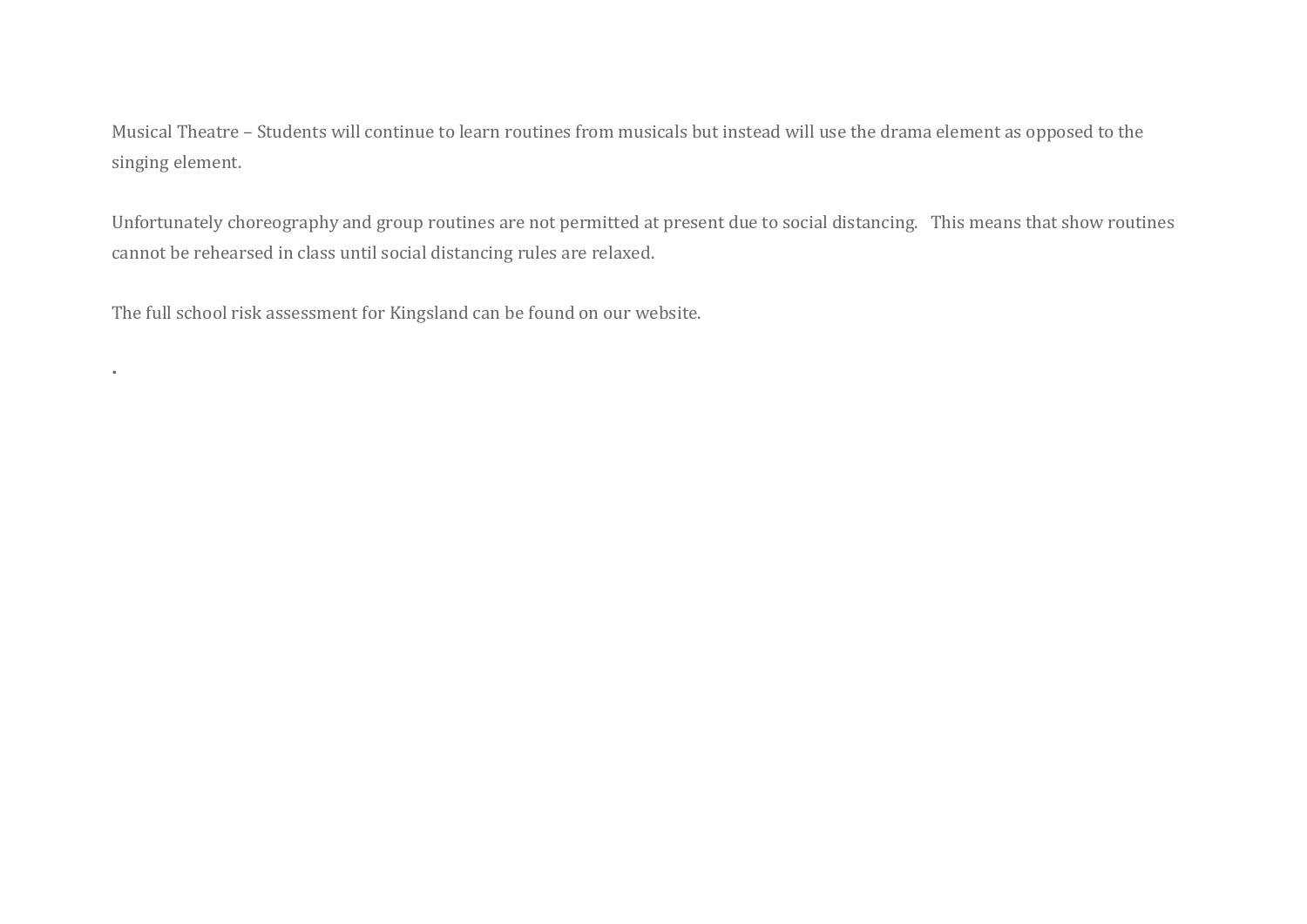Musical Theatre – Students will continue to learn routines from musicals but instead will use the drama element as opposed to the singing element.

Unfortunately choreography and group routines are not permitted at present due to social distancing. This means that show routines cannot be rehearsed in class until social distancing rules are relaxed.

The full school risk assessment for Kingsland can be found on our website.

.